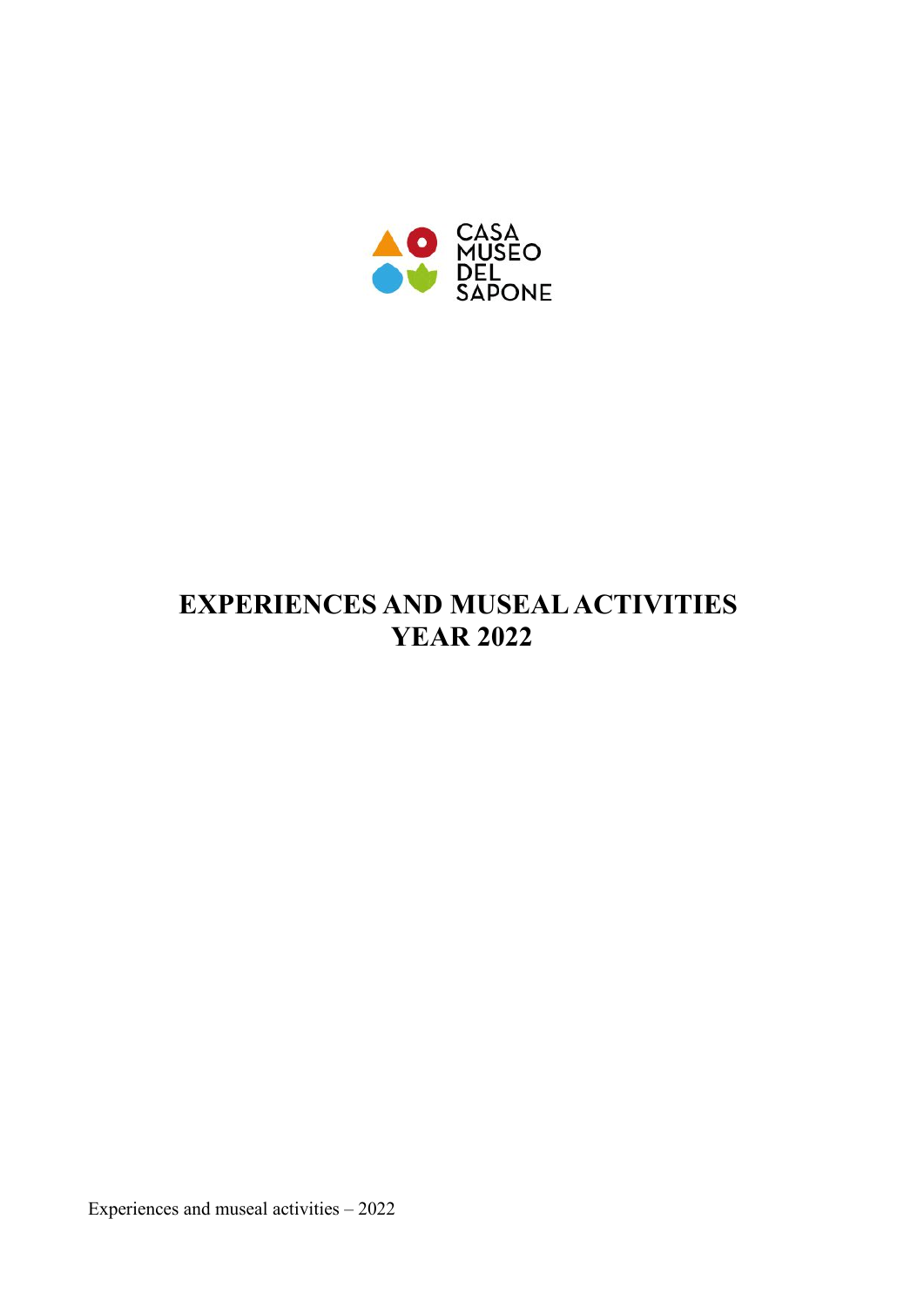CASA MUSEO DEL SAPONE

# EXPERIENCES AND MUSEAL ACTIVITIES YEAR 2022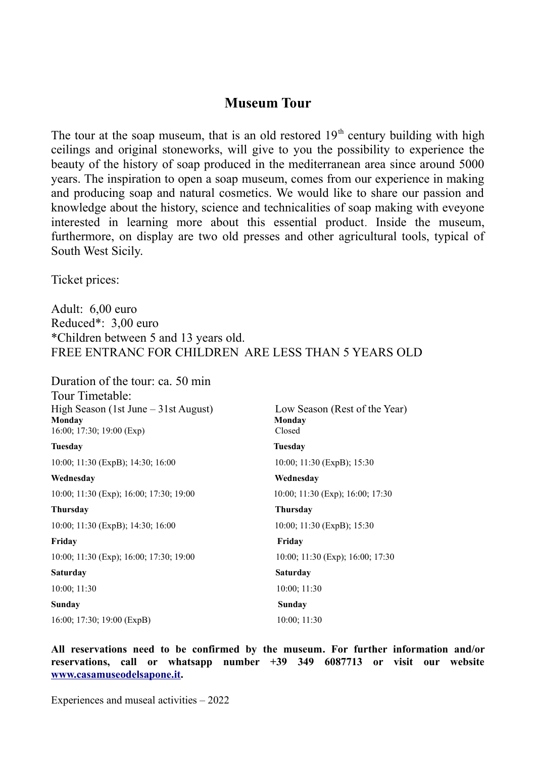## Museum Tour

The tour at the soap museum, that is an old restored 19$^{th}$ century building with high ceilings and original stoneworks, will give to you the possibility to experience the beauty of the history of soap produced in the mediterranean area since around 5000 years. The inspiration to open a soap museum, comes from our experience in making and producing soap and natural cosmetics. We would like to share our passion and knowledge about the history, science and technicalities of soap making with eveyone interested in learning more about this essential product. Inside the museum, furthermore, on display are two old presses and other agricultural tools, typical of South West Sicily.

Ticket prices:

Adult: 6,00 euro
Reduced*: 3,00 euro
*Children between 5 and 13 years old.
FREE ENTRANC FOR CHILDREN ARE LESS THAN 5 YEARS OLD

Duration of the tour: ca. 50 min
Tour Timetable:

| High Season (1st June – 31st August) | Low Season (Rest of the Year) |
|---|---|
| **Monday** | **Monday** |
| 16:00; 17:30; 19:00 (Exp) | Closed |
| **Tuesday** | **Tuesday** |
| 10:00; 11:30 (ExpB); 14:30; 16:00 | 10:00; 11:30 (ExpB); 15:30 |
| **Wednesday** | **Wednesday** |
| 10:00; 11:30 (Exp); 16:00; 17:30; 19:00 | 10:00; 11:30 (Exp); 16:00; 17:30 |
| **Thursday** | **Thursday** |
| 10:00; 11:30 (ExpB); 14:30; 16:00 | 10:00; 11:30 (ExpB); 15:30 |
| **Friday** | **Friday** |
| 10:00; 11:30 (Exp); 16:00; 17:30; 19:00 | 10:00; 11:30 (Exp); 16:00; 17:30 |
| **Saturday** | **Saturday** |
| 10:00; 11:30 | 10:00; 11:30 |
| **Sunday** | **Sunday** |
| 16:00; 17:30; 19:00 (ExpB) | 10:00; 11:30 |

**All reservations need to be confirmed by the museum. For further information and/or reservations, call or whatsapp number +39 349 6087713 or visit our website [www.casamuseodelsapone.it](http://www.casamuseodelsapone.it).**

Experiences and museal activities – 2022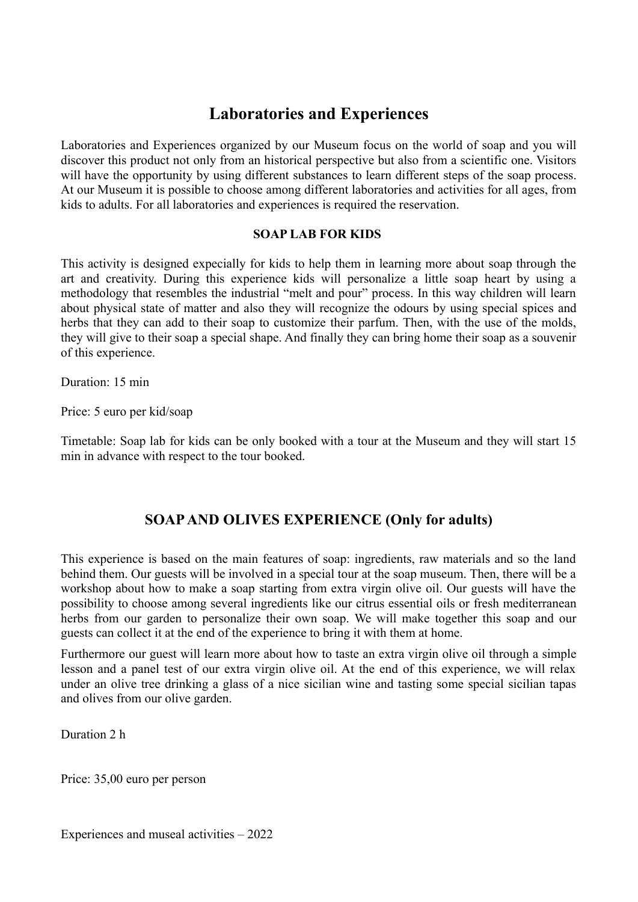# Laboratories and Experiences

Laboratories and Experiences organized by our Museum focus on the world of soap and you will discover this product not only from an historical perspective but also from a scientific one. Visitors will have the opportunity by using different substances to learn different steps of the soap process. At our Museum it is possible to choose among different laboratories and activities for all ages, from kids to adults. For all laboratories and experiences is required the reservation.

### SOAP LAB FOR KIDS

This activity is designed expecially for kids to help them in learning more about soap through the art and creativity. During this experience kids will personalize a little soap heart by using a methodology that resembles the industrial "melt and pour" process. In this way children will learn about physical state of matter and also they will recognize the odours by using special spices and herbs that they can add to their soap to customize their parfum. Then, with the use of the molds, they will give to their soap a special shape. And finally they can bring home their soap as a souvenir of this experience.

Duration: 15 min

Price: 5 euro per kid/soap

Timetable: Soap lab for kids can be only booked with a tour at the Museum and they will start 15 min in advance with respect to the tour booked.

## SOAP AND OLIVES EXPERIENCE (Only for adults)

This experience is based on the main features of soap: ingredients, raw materials and so the land behind them. Our guests will be involved in a special tour at the soap museum. Then, there will be a workshop about how to make a soap starting from extra virgin olive oil. Our guests will have the possibility to choose among several ingredients like our citrus essential oils or fresh mediterranean herbs from our garden to personalize their own soap. We will make together this soap and our guests can collect it at the end of the experience to bring it with them at home.

Furthermore our guest will learn more about how to taste an extra virgin olive oil through a simple lesson and a panel test of our extra virgin olive oil. At the end of this experience, we will relax under an olive tree drinking a glass of a nice sicilian wine and tasting some special sicilian tapas and olives from our olive garden.

Duration 2 h

Price: 35,00 euro per person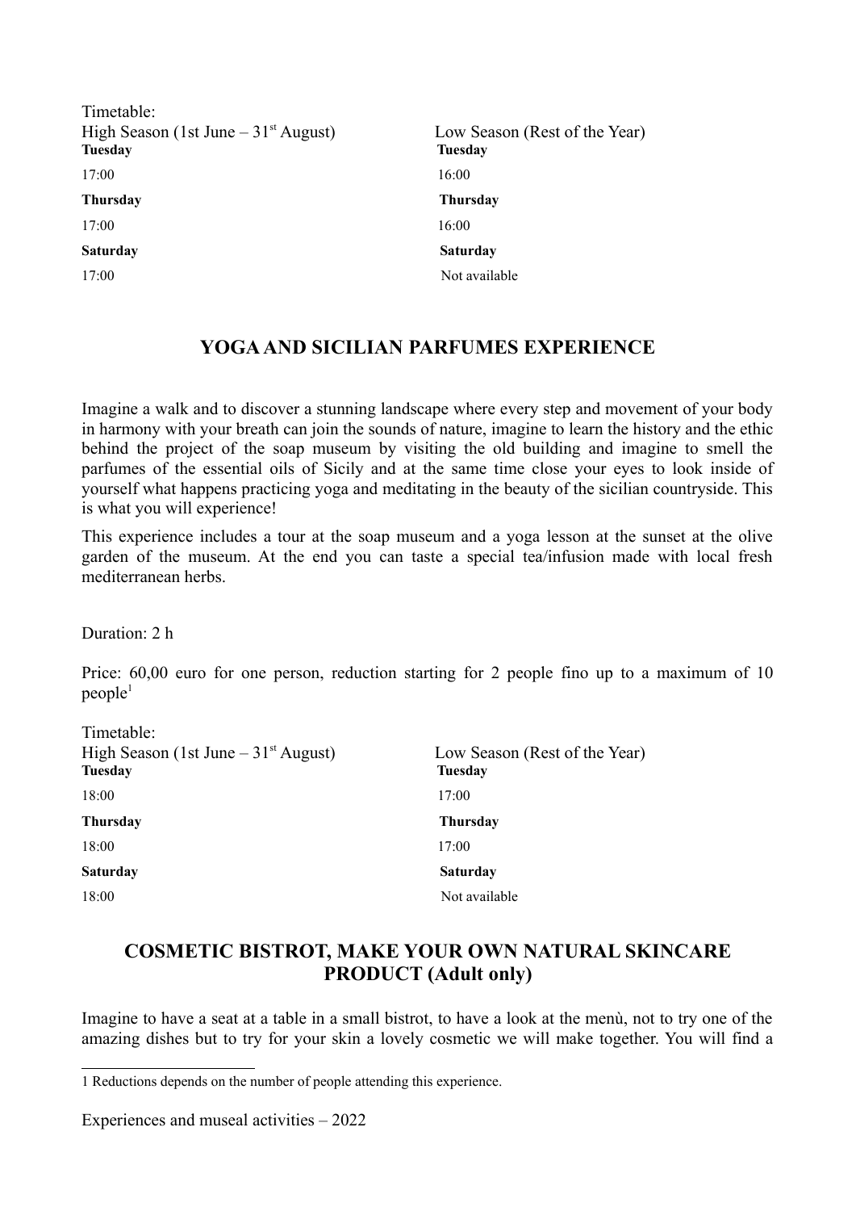Timetable:

| High Season (1st June – 31[st] August) | Low Season (Rest of the Year) |
| --- | --- |
| **Tuesday** | **Tuesday** |
| 17:00 | 16:00 |
| **Thursday** | **Thursday** |
| 17:00 | 16:00 |
| **Saturday** | **Saturday** |
| 17:00 | Not available |

## YOGA AND SICILIAN PARFUMES EXPERIENCE

Imagine a walk and to discover a stunning landscape where every step and movement of your body in harmony with your breath can join the sounds of nature, imagine to learn the history and the ethic behind the project of the soap museum by visiting the old building and imagine to smell the parfumes of the essential oils of Sicily and at the same time close your eyes to look inside of yourself what happens practicing yoga and meditating in the beauty of the sicilian countryside. This is what you will experience!

This experience includes a tour at the soap museum and a yoga lesson at the sunset at the olive garden of the museum. At the end you can taste a special tea/infusion made with local fresh mediterranean herbs.

Duration: 2 h

Price: 60,00 euro for one person, reduction starting for 2 people fino up to a maximum of 10 people[1]

Timetable:

| High Season (1st June – 31[st] August) | Low Season (Rest of the Year) |
| --- | --- |
| **Tuesday** | **Tuesday** |
| 18:00 | 17:00 |
| **Thursday** | **Thursday** |
| 18:00 | 17:00 |
| **Saturday** | **Saturday** |
| 18:00 | Not available |

## COSMETIC BISTROT, MAKE YOUR OWN NATURAL SKINCARE PRODUCT (Adult only)

Imagine to have a seat at a table in a small bistrot, to have a look at the menù, not to try one of the amazing dishes but to try for your skin a lovely cosmetic we will make together. You will find a

---

1 Reductions depends on the number of people attending this experience.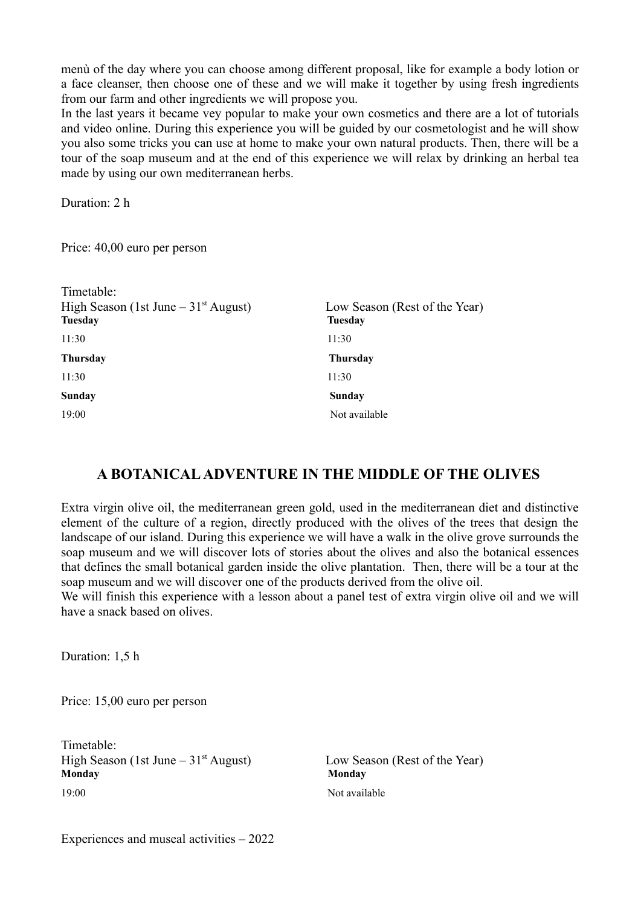menù of the day where you can choose among different proposal, like for example a body lotion or a face cleanser, then choose one of these and we will make it together by using fresh ingredients from our farm and other ingredients we will propose you.

In the last years it became vey popular to make your own cosmetics and there are a lot of tutorials and video online. During this experience you will be guided by our cosmetologist and he will show you also some tricks you can use at home to make your own natural products. Then, there will be a tour of the soap museum and at the end of this experience we will relax by drinking an herbal tea made by using our own mediterranean herbs.

Duration: 2 h

Price: 40,00 euro per person

Timetable:

| High Season (1st June – 31st August) | Low Season (Rest of the Year) |
| --- | --- |
| **Tuesday** | **Tuesday** |
| 11:30 | 11:30 |
| **Thursday** | **Thursday** |
| 11:30 | 11:30 |
| **Sunday** | **Sunday** |
| 19:00 | Not available |

## A BOTANICAL ADVENTURE IN THE MIDDLE OF THE OLIVES

Extra virgin olive oil, the mediterranean green gold, used in the mediterranean diet and distinctive element of the culture of a region, directly produced with the olives of the trees that design the landscape of our island. During this experience we will have a walk in the olive grove surrounds the soap museum and we will discover lots of stories about the olives and also the botanical essences that defines the small botanical garden inside the olive plantation. Then, there will be a tour at the soap museum and we will discover one of the products derived from the olive oil.

We will finish this experience with a lesson about a panel test of extra virgin olive oil and we will have a snack based on olives.

Duration: 1,5 h

Price: 15,00 euro per person

Timetable:

| High Season (1st June – 31st August) | Low Season (Rest of the Year) |
| --- | --- |
| **Monday** | **Monday** |
| 19:00 | Not available |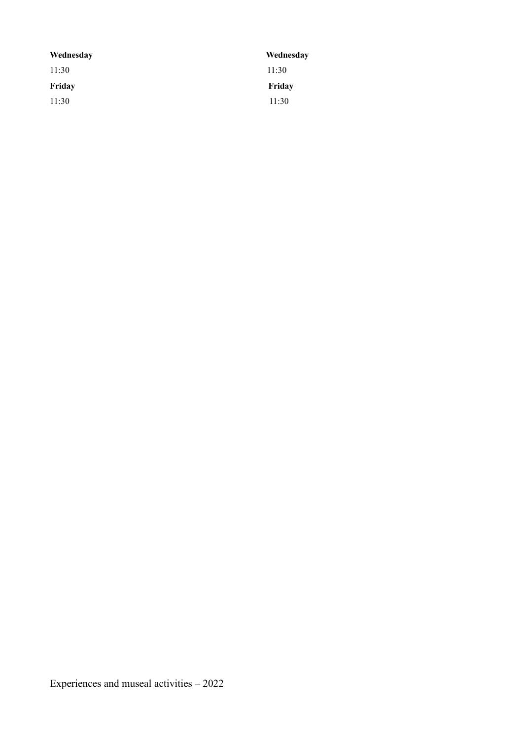**Wednesday**

11:30

**Friday**

11:30

**Wednesday**

11:30

**Friday**

11:30